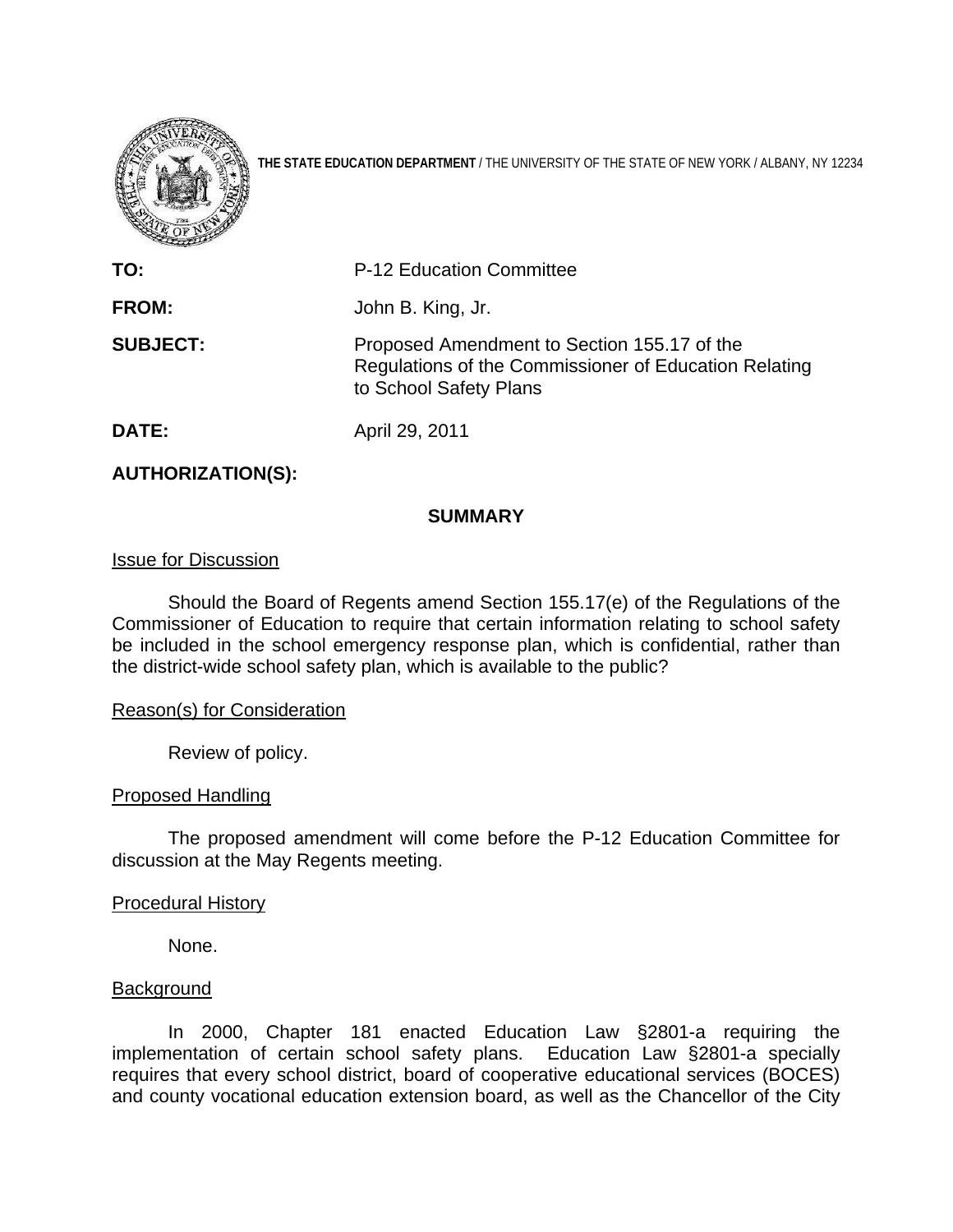**THE STATE EDUCATION DEPARTMENT** / THE UNIVERSITY OF THE STATE OF NEW YORK / ALBANY, NY 12234

| | |
|---|---|
| **TO:** | P-12 Education Committee |
| **FROM:** | John B. King, Jr. |
| **SUBJECT:** | Proposed Amendment to Section 155.17 of the Regulations of the Commissioner of Education Relating to School Safety Plans |
| **DATE:** | April 29, 2011 |

**AUTHORIZATION(S):**

## SUMMARY

<u>Issue for Discussion</u>

Should the Board of Regents amend Section 155.17(e) of the Regulations of the Commissioner of Education to require that certain information relating to school safety be included in the school emergency response plan, which is confidential, rather than the district-wide school safety plan, which is available to the public?

<u>Reason(s) for Consideration</u>

Review of policy.

<u>Proposed Handling</u>

The proposed amendment will come before the P-12 Education Committee for discussion at the May Regents meeting.

<u>Procedural History</u>

None.

<u>Background</u>

In 2000, Chapter 181 enacted Education Law §2801-a requiring the implementation of certain school safety plans. Education Law §2801-a specially requires that every school district, board of cooperative educational services (BOCES) and county vocational education extension board, as well as the Chancellor of the City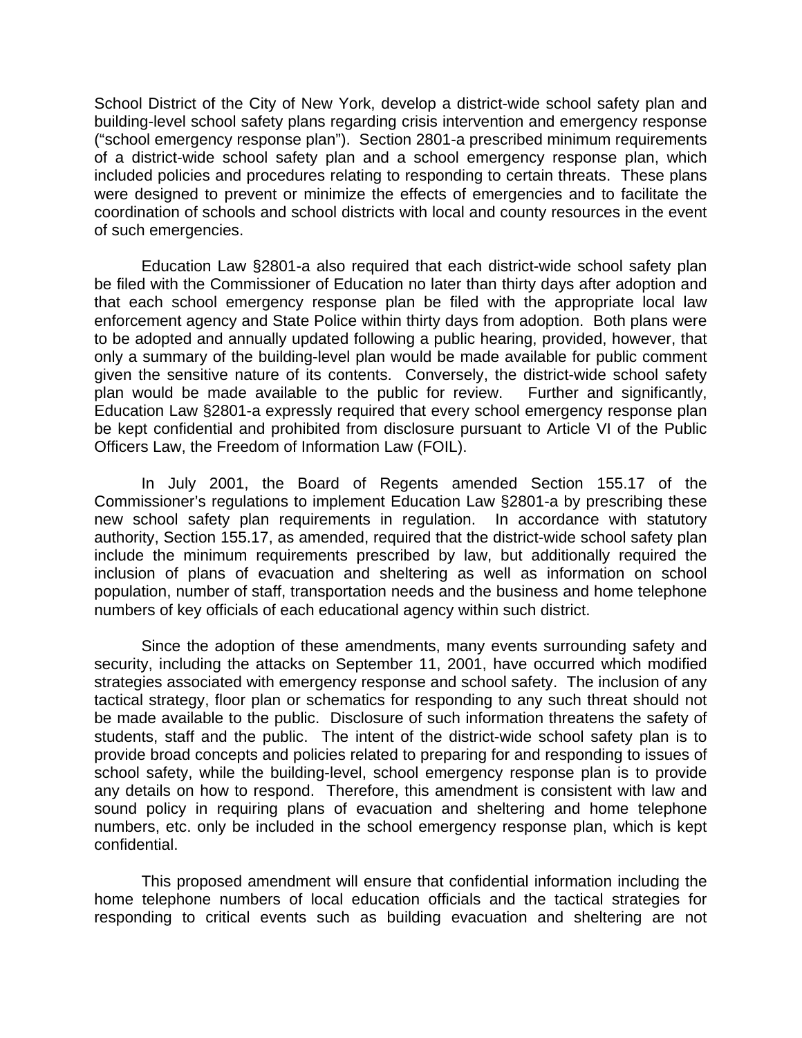School District of the City of New York, develop a district-wide school safety plan and building-level school safety plans regarding crisis intervention and emergency response ("school emergency response plan"). Section 2801-a prescribed minimum requirements of a district-wide school safety plan and a school emergency response plan, which included policies and procedures relating to responding to certain threats. These plans were designed to prevent or minimize the effects of emergencies and to facilitate the coordination of schools and school districts with local and county resources in the event of such emergencies.

Education Law §2801-a also required that each district-wide school safety plan be filed with the Commissioner of Education no later than thirty days after adoption and that each school emergency response plan be filed with the appropriate local law enforcement agency and State Police within thirty days from adoption. Both plans were to be adopted and annually updated following a public hearing, provided, however, that only a summary of the building-level plan would be made available for public comment given the sensitive nature of its contents. Conversely, the district-wide school safety plan would be made available to the public for review. Further and significantly, Education Law §2801-a expressly required that every school emergency response plan be kept confidential and prohibited from disclosure pursuant to Article VI of the Public Officers Law, the Freedom of Information Law (FOIL).

In July 2001, the Board of Regents amended Section 155.17 of the Commissioner's regulations to implement Education Law §2801-a by prescribing these new school safety plan requirements in regulation. In accordance with statutory authority, Section 155.17, as amended, required that the district-wide school safety plan include the minimum requirements prescribed by law, but additionally required the inclusion of plans of evacuation and sheltering as well as information on school population, number of staff, transportation needs and the business and home telephone numbers of key officials of each educational agency within such district.

Since the adoption of these amendments, many events surrounding safety and security, including the attacks on September 11, 2001, have occurred which modified strategies associated with emergency response and school safety. The inclusion of any tactical strategy, floor plan or schematics for responding to any such threat should not be made available to the public. Disclosure of such information threatens the safety of students, staff and the public. The intent of the district-wide school safety plan is to provide broad concepts and policies related to preparing for and responding to issues of school safety, while the building-level, school emergency response plan is to provide any details on how to respond. Therefore, this amendment is consistent with law and sound policy in requiring plans of evacuation and sheltering and home telephone numbers, etc. only be included in the school emergency response plan, which is kept confidential.

This proposed amendment will ensure that confidential information including the home telephone numbers of local education officials and the tactical strategies for responding to critical events such as building evacuation and sheltering are not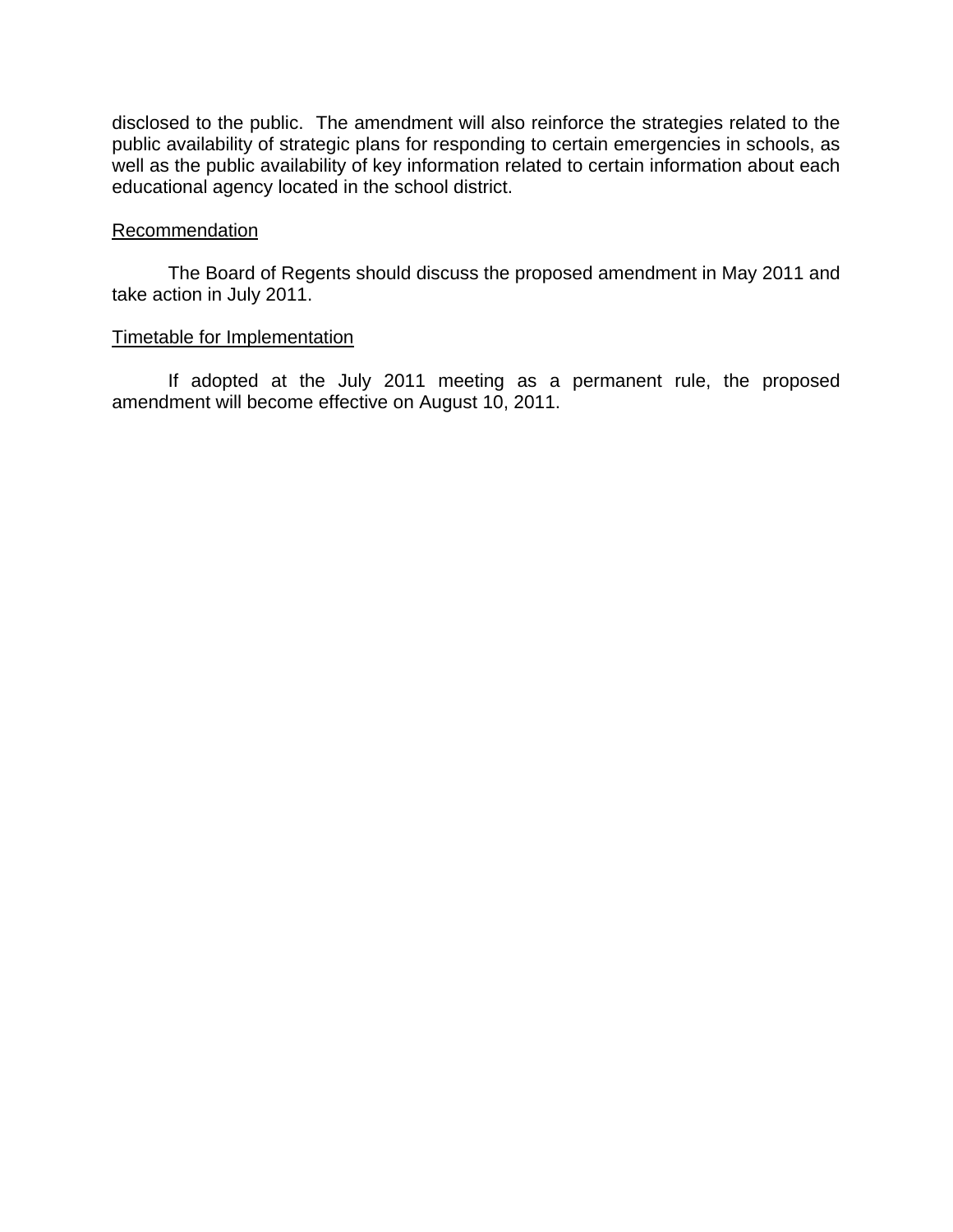disclosed to the public. The amendment will also reinforce the strategies related to the public availability of strategic plans for responding to certain emergencies in schools, as well as the public availability of key information related to certain information about each educational agency located in the school district.

<u>Recommendation</u>

The Board of Regents should discuss the proposed amendment in May 2011 and take action in July 2011.

<u>Timetable for Implementation</u>

If adopted at the July 2011 meeting as a permanent rule, the proposed amendment will become effective on August 10, 2011.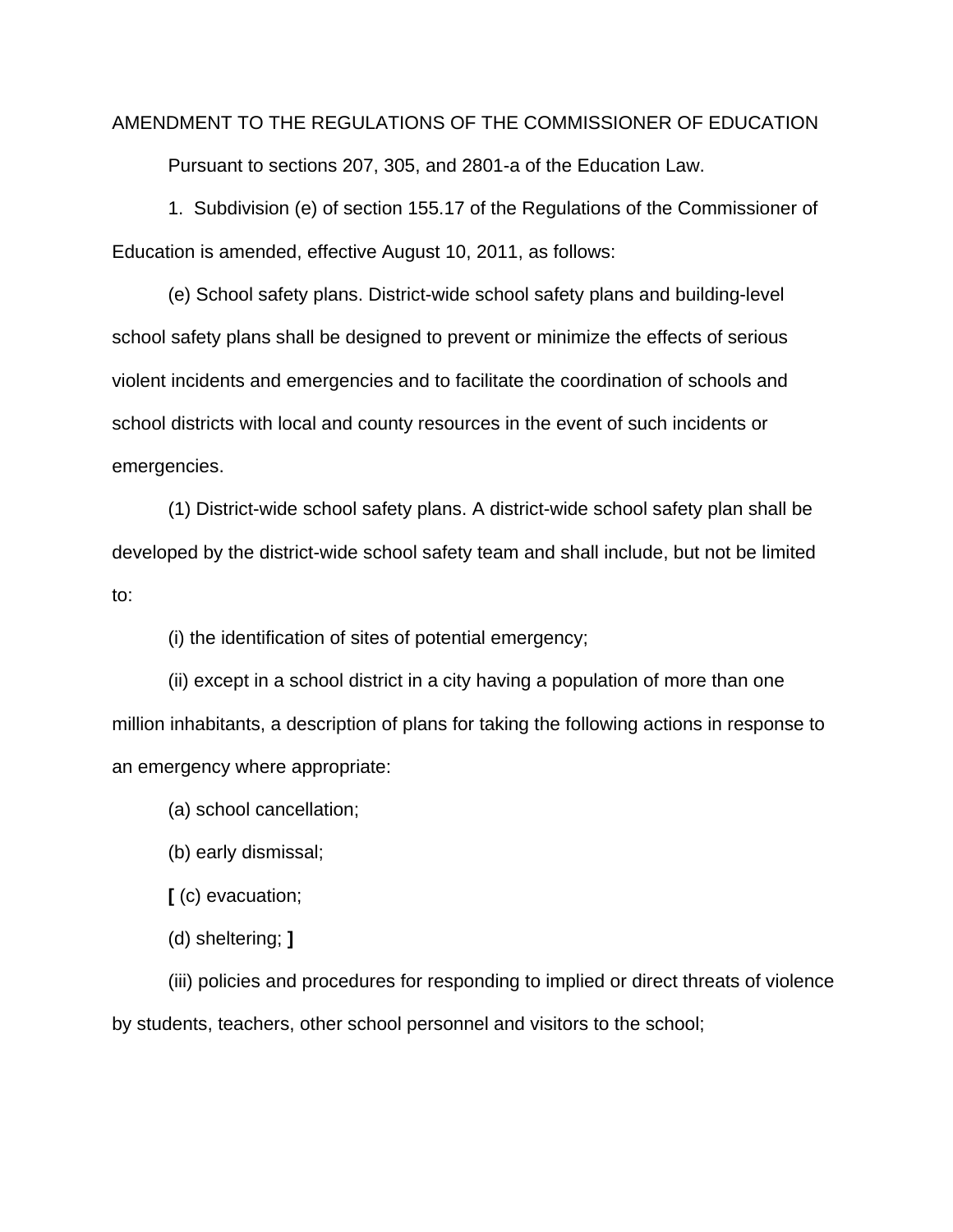AMENDMENT TO THE REGULATIONS OF THE COMMISSIONER OF EDUCATION

Pursuant to sections 207, 305, and 2801-a of the Education Law.

1. Subdivision (e) of section 155.17 of the Regulations of the Commissioner of Education is amended, effective August 10, 2011, as follows:

(e) School safety plans. District-wide school safety plans and building-level school safety plans shall be designed to prevent or minimize the effects of serious violent incidents and emergencies and to facilitate the coordination of schools and school districts with local and county resources in the event of such incidents or emergencies.

(1) District-wide school safety plans. A district-wide school safety plan shall be developed by the district-wide school safety team and shall include, but not be limited to:

(i) the identification of sites of potential emergency;

(ii) except in a school district in a city having a population of more than one million inhabitants, a description of plans for taking the following actions in response to an emergency where appropriate:

(a) school cancellation;

(b) early dismissal;

**[** (c) evacuation;

(d) sheltering; **]**

(iii) policies and procedures for responding to implied or direct threats of violence by students, teachers, other school personnel and visitors to the school;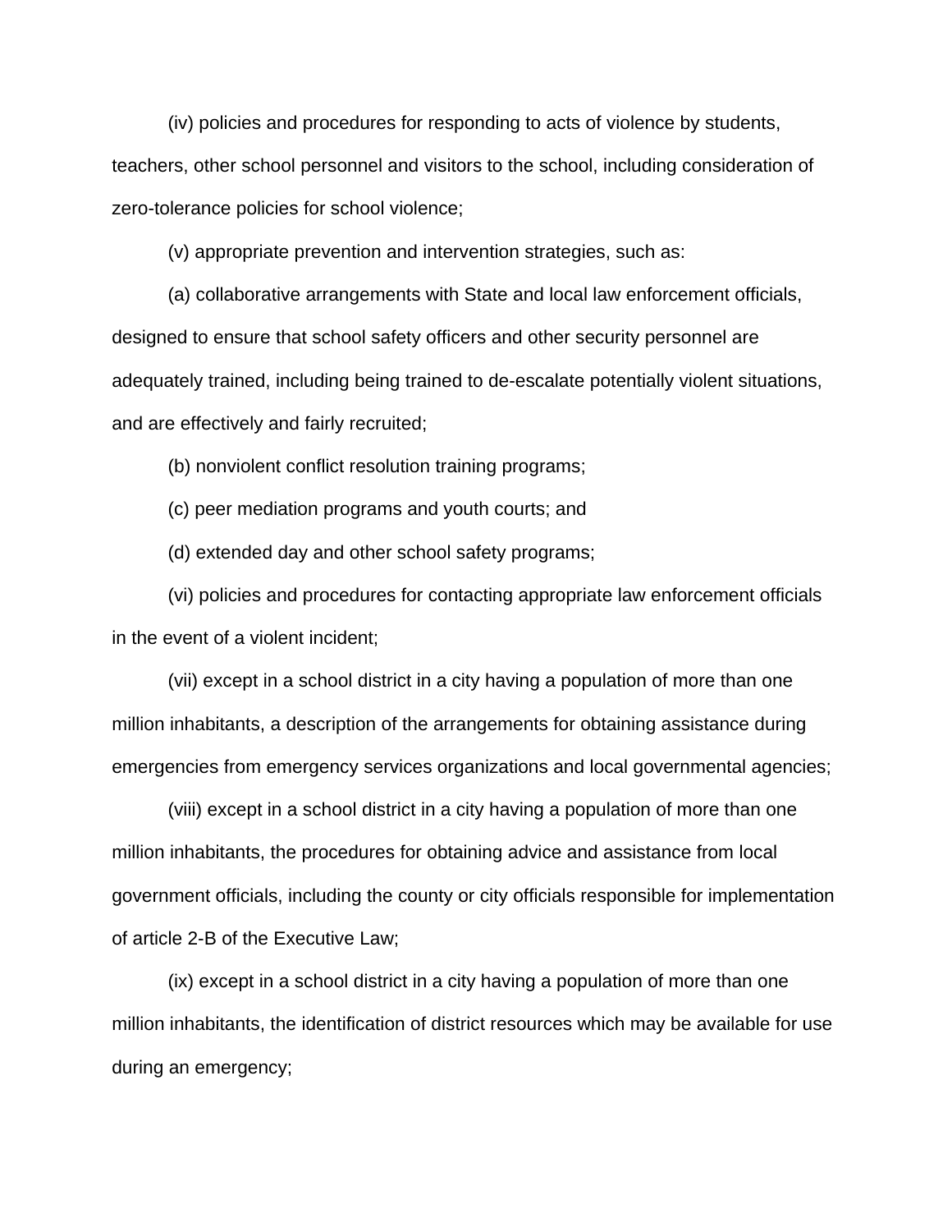(iv) policies and procedures for responding to acts of violence by students, teachers, other school personnel and visitors to the school, including consideration of zero-tolerance policies for school violence;

(v) appropriate prevention and intervention strategies, such as:

(a) collaborative arrangements with State and local law enforcement officials, designed to ensure that school safety officers and other security personnel are adequately trained, including being trained to de-escalate potentially violent situations, and are effectively and fairly recruited;

(b) nonviolent conflict resolution training programs;

(c) peer mediation programs and youth courts; and

(d) extended day and other school safety programs;

(vi) policies and procedures for contacting appropriate law enforcement officials in the event of a violent incident;

(vii) except in a school district in a city having a population of more than one million inhabitants, a description of the arrangements for obtaining assistance during emergencies from emergency services organizations and local governmental agencies;

(viii) except in a school district in a city having a population of more than one million inhabitants, the procedures for obtaining advice and assistance from local government officials, including the county or city officials responsible for implementation of article 2-B of the Executive Law;

(ix) except in a school district in a city having a population of more than one million inhabitants, the identification of district resources which may be available for use during an emergency;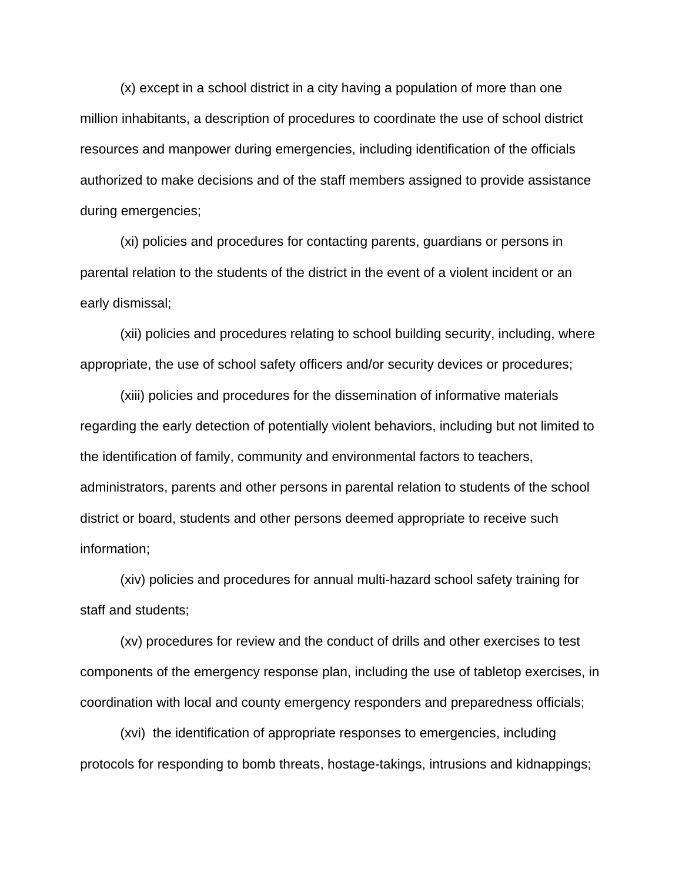(x) except in a school district in a city having a population of more than one million inhabitants, a description of procedures to coordinate the use of school district resources and manpower during emergencies, including identification of the officials authorized to make decisions and of the staff members assigned to provide assistance during emergencies;

(xi) policies and procedures for contacting parents, guardians or persons in parental relation to the students of the district in the event of a violent incident or an early dismissal;

(xii) policies and procedures relating to school building security, including, where appropriate, the use of school safety officers and/or security devices or procedures;

(xiii) policies and procedures for the dissemination of informative materials regarding the early detection of potentially violent behaviors, including but not limited to the identification of family, community and environmental factors to teachers, administrators, parents and other persons in parental relation to students of the school district or board, students and other persons deemed appropriate to receive such information;

(xiv) policies and procedures for annual multi-hazard school safety training for staff and students;

(xv) procedures for review and the conduct of drills and other exercises to test components of the emergency response plan, including the use of tabletop exercises, in coordination with local and county emergency responders and preparedness officials;

(xvi) the identification of appropriate responses to emergencies, including protocols for responding to bomb threats, hostage-takings, intrusions and kidnappings;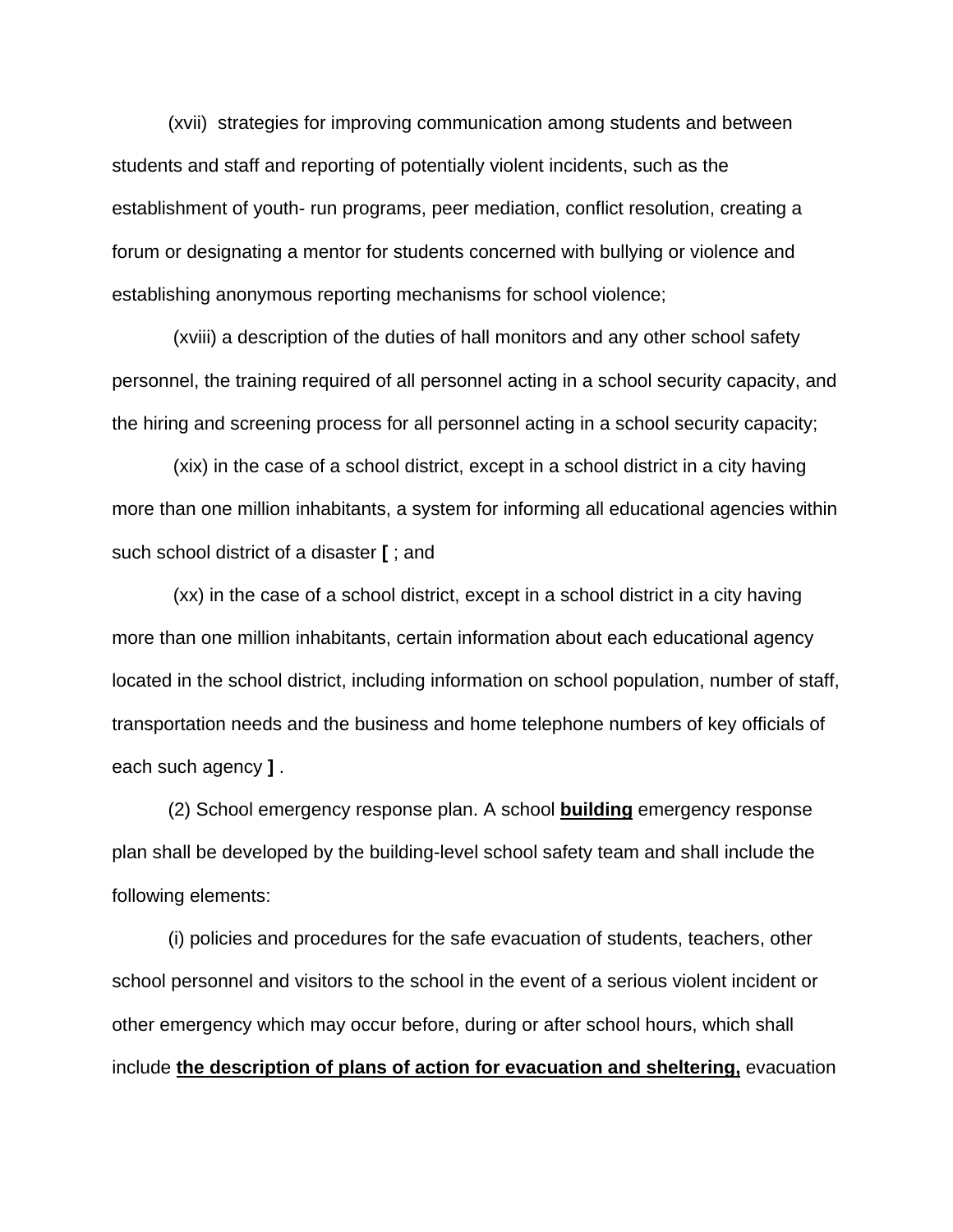(xvii) strategies for improving communication among students and between students and staff and reporting of potentially violent incidents, such as the establishment of youth- run programs, peer mediation, conflict resolution, creating a forum or designating a mentor for students concerned with bullying or violence and establishing anonymous reporting mechanisms for school violence;

(xviii) a description of the duties of hall monitors and any other school safety personnel, the training required of all personnel acting in a school security capacity, and the hiring and screening process for all personnel acting in a school security capacity;

(xix) in the case of a school district, except in a school district in a city having more than one million inhabitants, a system for informing all educational agencies within such school district of a disaster **[** ; and

(xx) in the case of a school district, except in a school district in a city having more than one million inhabitants, certain information about each educational agency located in the school district, including information on school population, number of staff, transportation needs and the business and home telephone numbers of key officials of each such agency **]** .

(2) School emergency response plan. A school **<u>building</u>** emergency response plan shall be developed by the building-level school safety team and shall include the following elements:

(i) policies and procedures for the safe evacuation of students, teachers, other school personnel and visitors to the school in the event of a serious violent incident or other emergency which may occur before, during or after school hours, which shall include **<u>the description of plans of action for evacuation and sheltering,</u>** evacuation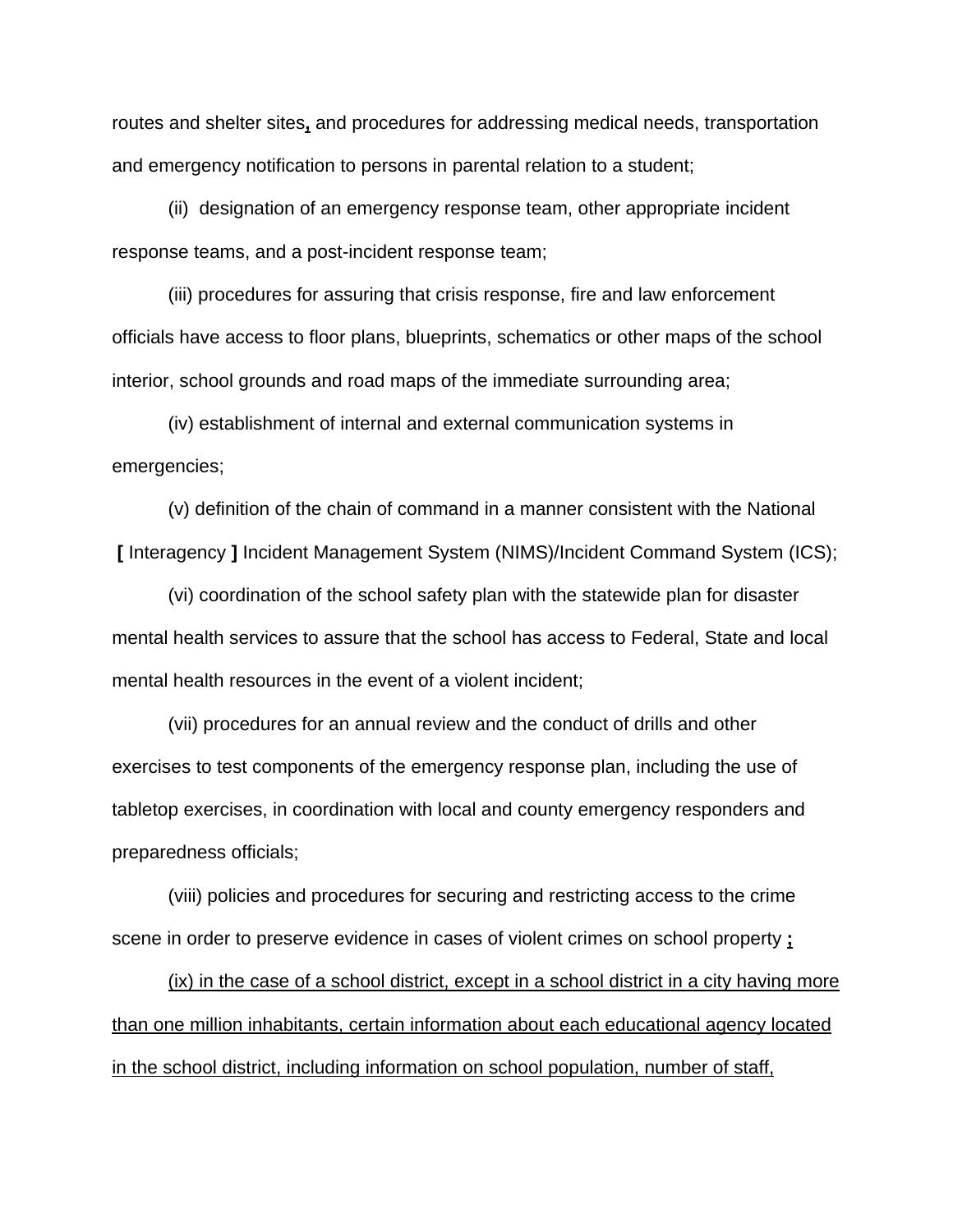routes and shelter sites, and procedures for addressing medical needs, transportation and emergency notification to persons in parental relation to a student;

(ii) designation of an emergency response team, other appropriate incident response teams, and a post-incident response team;

(iii) procedures for assuring that crisis response, fire and law enforcement officials have access to floor plans, blueprints, schematics or other maps of the school interior, school grounds and road maps of the immediate surrounding area;

(iv) establishment of internal and external communication systems in emergencies;

(v) definition of the chain of command in a manner consistent with the National [ Interagency ] Incident Management System (NIMS)/Incident Command System (ICS);

(vi) coordination of the school safety plan with the statewide plan for disaster mental health services to assure that the school has access to Federal, State and local mental health resources in the event of a violent incident;

(vii) procedures for an annual review and the conduct of drills and other exercises to test components of the emergency response plan, including the use of tabletop exercises, in coordination with local and county emergency responders and preparedness officials;

(viii) policies and procedures for securing and restricting access to the crime scene in order to preserve evidence in cases of violent crimes on school property ;

<u>(ix) in the case of a school district, except in a school district in a city having more than one million inhabitants, certain information about each educational agency located in the school district, including information on school population, number of staff,</u>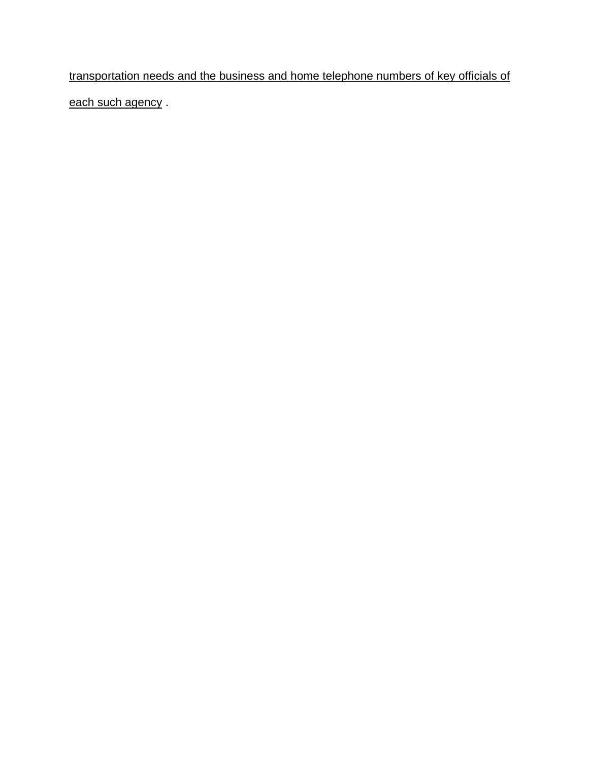<u>transportation needs and the business and home telephone numbers of key officials of each such agency</u> .